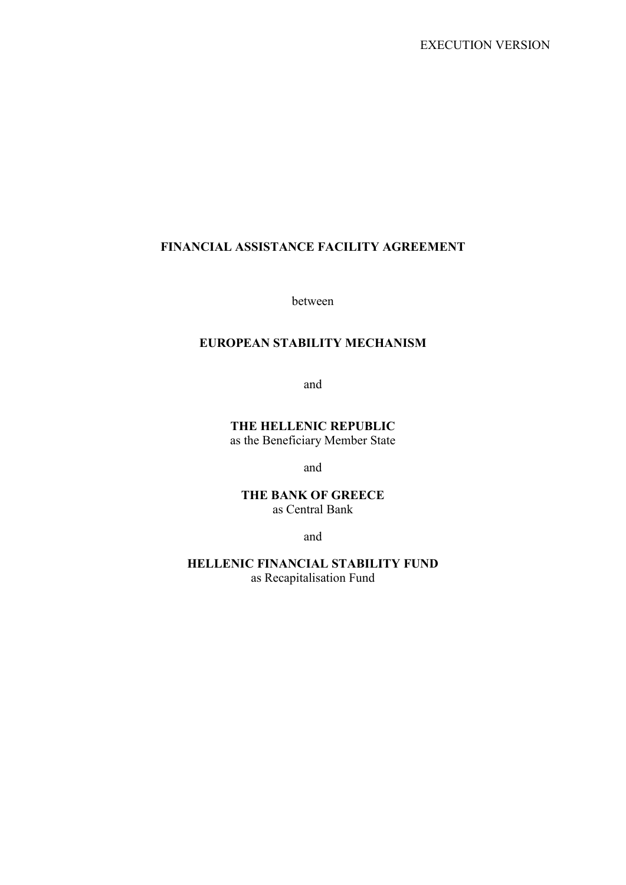EXECUTION VERSION

# FINANCIAL ASSISTANCE FACILITY AGREEMENT

between

**EUROPEAN STABILITY MECHANISM**

and

**THE HELLENIC REPUBLIC**
as the Beneficiary Member State

and

**THE BANK OF GREECE**
as Central Bank

and

**HELLENIC FINANCIAL STABILITY FUND**
as Recapitalisation Fund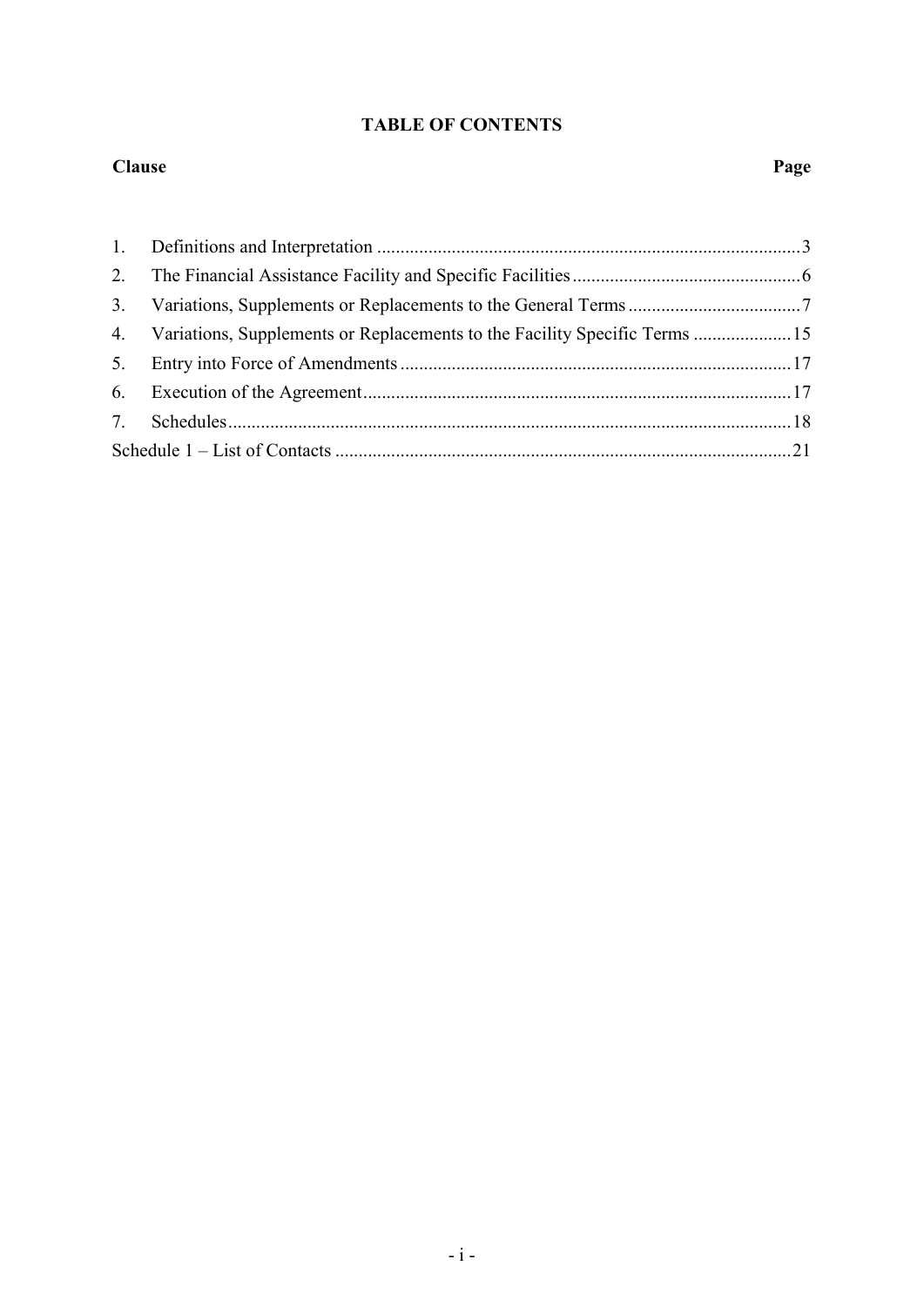# TABLE OF CONTENTS

| Clause | Page |
| --- | --- |
| 1. Definitions and Interpretation | 3 |
| 2. The Financial Assistance Facility and Specific Facilities | 6 |
| 3. Variations, Supplements or Replacements to the General Terms | 7 |
| 4. Variations, Supplements or Replacements to the Facility Specific Terms | 15 |
| 5. Entry into Force of Amendments | 17 |
| 6. Execution of the Agreement | 17 |
| 7. Schedules | 18 |
| Schedule 1 – List of Contacts | 21 |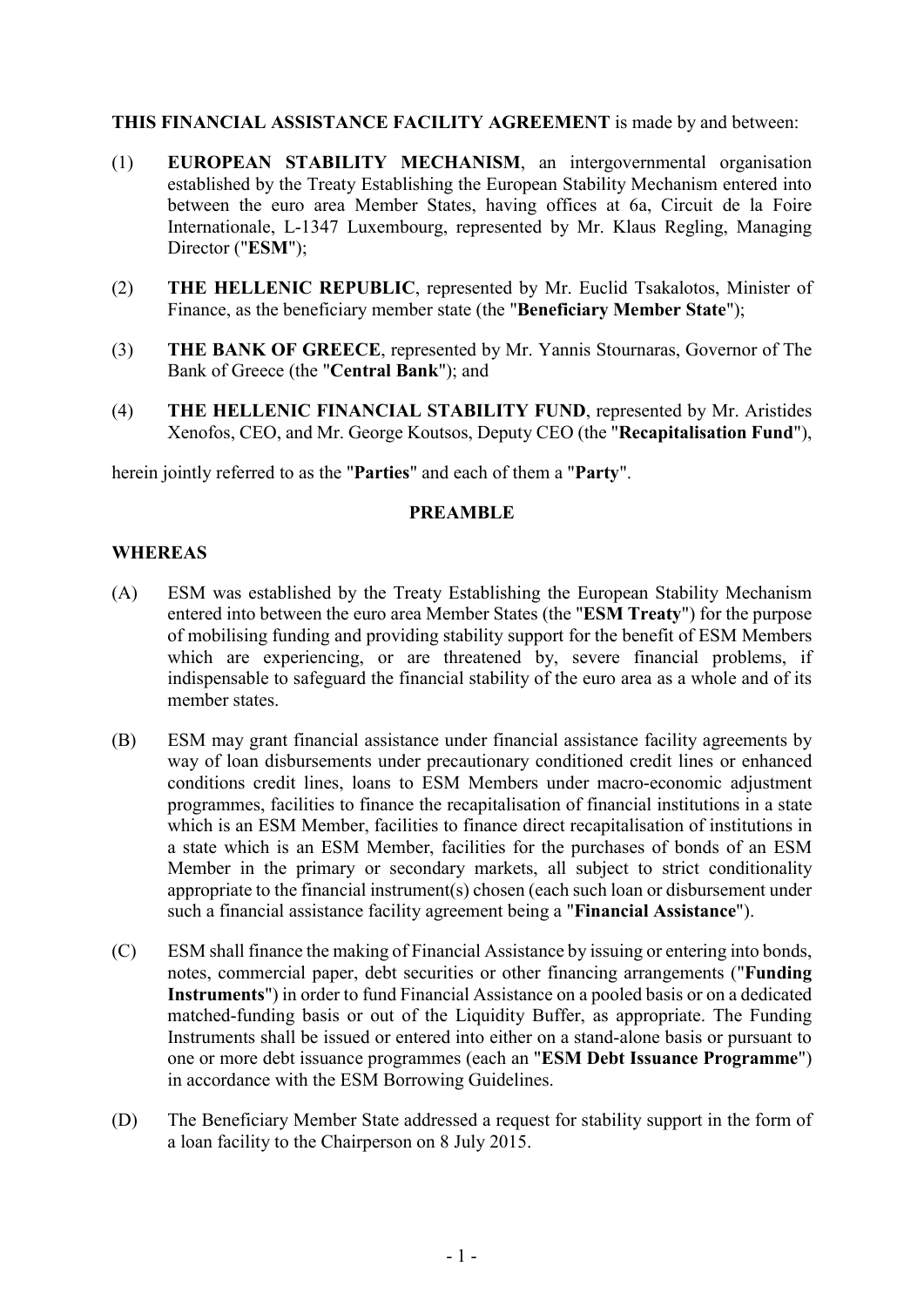**THIS FINANCIAL ASSISTANCE FACILITY AGREEMENT** is made by and between:

(1) **EUROPEAN STABILITY MECHANISM**, an intergovernmental organisation established by the Treaty Establishing the European Stability Mechanism entered into between the euro area Member States, having offices at 6a, Circuit de la Foire Internationale, L-1347 Luxembourg, represented by Mr. Klaus Regling, Managing Director ("**ESM**");

(2) **THE HELLENIC REPUBLIC**, represented by Mr. Euclid Tsakalotos, Minister of Finance, as the beneficiary member state (the "**Beneficiary Member State**");

(3) **THE BANK OF GREECE**, represented by Mr. Yannis Stournaras, Governor of The Bank of Greece (the "**Central Bank**"); and

(4) **THE HELLENIC FINANCIAL STABILITY FUND**, represented by Mr. Aristides Xenofos, CEO, and Mr. George Koutsos, Deputy CEO (the "**Recapitalisation Fund**"),

herein jointly referred to as the "**Parties**" and each of them a "**Party**".

## PREAMBLE

**WHEREAS**

(A) ESM was established by the Treaty Establishing the European Stability Mechanism entered into between the euro area Member States (the "**ESM Treaty**") for the purpose of mobilising funding and providing stability support for the benefit of ESM Members which are experiencing, or are threatened by, severe financial problems, if indispensable to safeguard the financial stability of the euro area as a whole and of its member states.

(B) ESM may grant financial assistance under financial assistance facility agreements by way of loan disbursements under precautionary conditioned credit lines or enhanced conditions credit lines, loans to ESM Members under macro-economic adjustment programmes, facilities to finance the recapitalisation of financial institutions in a state which is an ESM Member, facilities to finance direct recapitalisation of institutions in a state which is an ESM Member, facilities for the purchases of bonds of an ESM Member in the primary or secondary markets, all subject to strict conditionality appropriate to the financial instrument(s) chosen (each such loan or disbursement under such a financial assistance facility agreement being a "**Financial Assistance**").

(C) ESM shall finance the making of Financial Assistance by issuing or entering into bonds, notes, commercial paper, debt securities or other financing arrangements ("**Funding Instruments**") in order to fund Financial Assistance on a pooled basis or on a dedicated matched-funding basis or out of the Liquidity Buffer, as appropriate. The Funding Instruments shall be issued or entered into either on a stand-alone basis or pursuant to one or more debt issuance programmes (each an "**ESM Debt Issuance Programme**") in accordance with the ESM Borrowing Guidelines.

(D) The Beneficiary Member State addressed a request for stability support in the form of a loan facility to the Chairperson on 8 July 2015.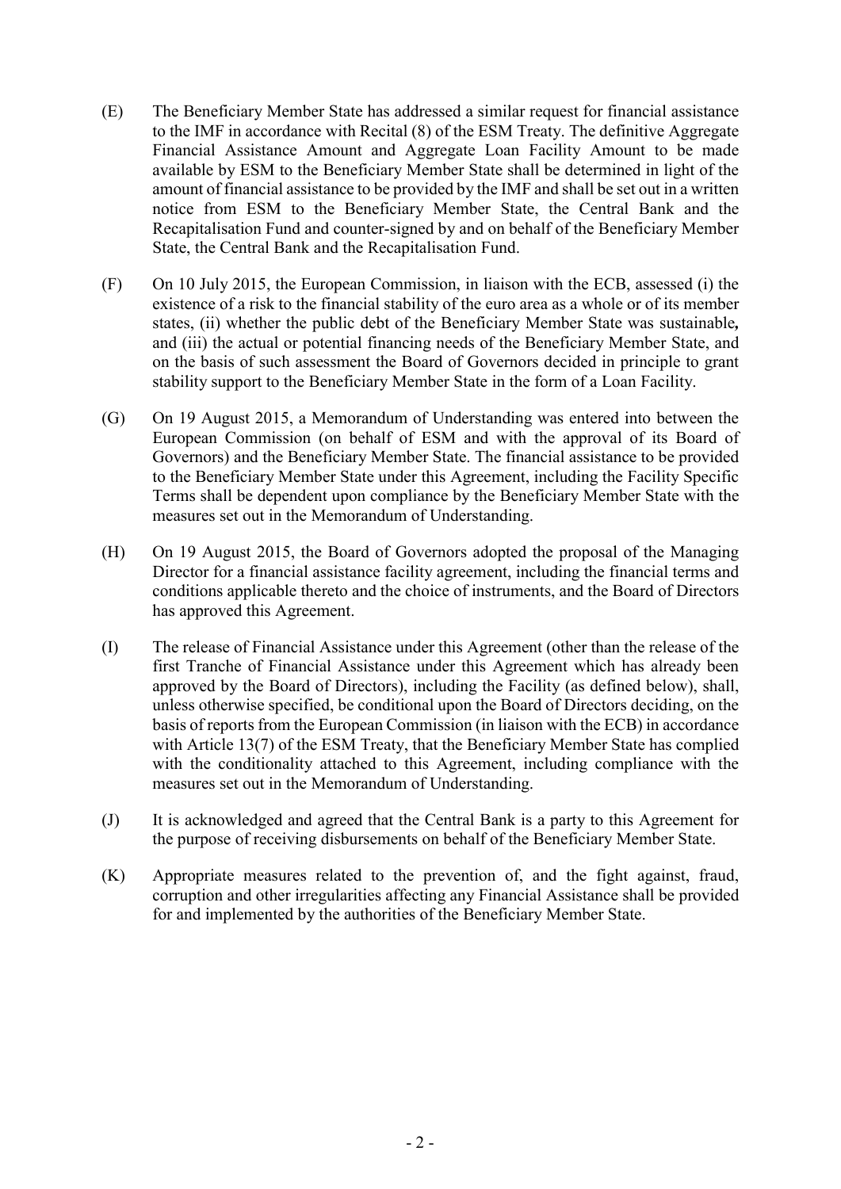(E) The Beneficiary Member State has addressed a similar request for financial assistance to the IMF in accordance with Recital (8) of the ESM Treaty. The definitive Aggregate Financial Assistance Amount and Aggregate Loan Facility Amount to be made available by ESM to the Beneficiary Member State shall be determined in light of the amount of financial assistance to be provided by the IMF and shall be set out in a written notice from ESM to the Beneficiary Member State, the Central Bank and the Recapitalisation Fund and counter-signed by and on behalf of the Beneficiary Member State, the Central Bank and the Recapitalisation Fund.

(F) On 10 July 2015, the European Commission, in liaison with the ECB, assessed (i) the existence of a risk to the financial stability of the euro area as a whole or of its member states, (ii) whether the public debt of the Beneficiary Member State was sustainable**,** and (iii) the actual or potential financing needs of the Beneficiary Member State, and on the basis of such assessment the Board of Governors decided in principle to grant stability support to the Beneficiary Member State in the form of a Loan Facility.

(G) On 19 August 2015, a Memorandum of Understanding was entered into between the European Commission (on behalf of ESM and with the approval of its Board of Governors) and the Beneficiary Member State. The financial assistance to be provided to the Beneficiary Member State under this Agreement, including the Facility Specific Terms shall be dependent upon compliance by the Beneficiary Member State with the measures set out in the Memorandum of Understanding.

(H) On 19 August 2015, the Board of Governors adopted the proposal of the Managing Director for a financial assistance facility agreement, including the financial terms and conditions applicable thereto and the choice of instruments, and the Board of Directors has approved this Agreement.

(I) The release of Financial Assistance under this Agreement (other than the release of the first Tranche of Financial Assistance under this Agreement which has already been approved by the Board of Directors), including the Facility (as defined below), shall, unless otherwise specified, be conditional upon the Board of Directors deciding, on the basis of reports from the European Commission (in liaison with the ECB) in accordance with Article 13(7) of the ESM Treaty, that the Beneficiary Member State has complied with the conditionality attached to this Agreement, including compliance with the measures set out in the Memorandum of Understanding.

(J) It is acknowledged and agreed that the Central Bank is a party to this Agreement for the purpose of receiving disbursements on behalf of the Beneficiary Member State.

(K) Appropriate measures related to the prevention of, and the fight against, fraud, corruption and other irregularities affecting any Financial Assistance shall be provided for and implemented by the authorities of the Beneficiary Member State.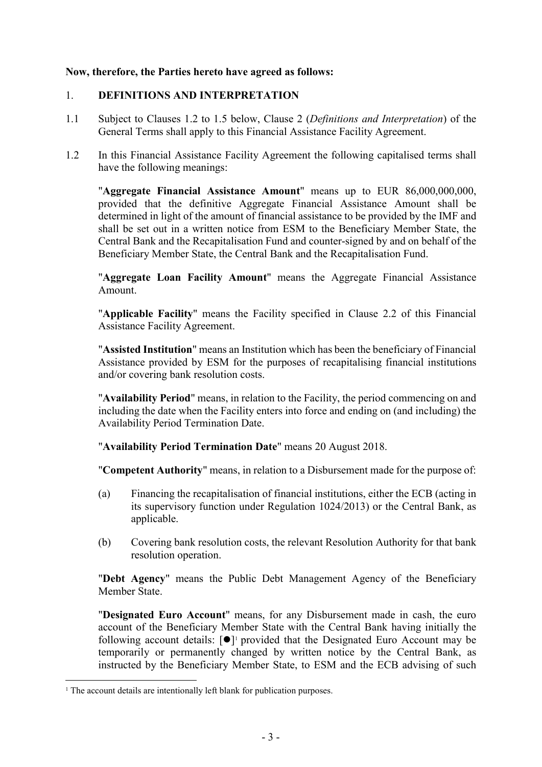**Now, therefore, the Parties hereto have agreed as follows:**

1. **DEFINITIONS AND INTERPRETATION**

1.1 Subject to Clauses 1.2 to 1.5 below, Clause 2 (*Definitions and Interpretation*) of the General Terms shall apply to this Financial Assistance Facility Agreement.

1.2 In this Financial Assistance Facility Agreement the following capitalised terms shall have the following meanings:

"**Aggregate Financial Assistance Amount**" means up to EUR 86,000,000,000, provided that the definitive Aggregate Financial Assistance Amount shall be determined in light of the amount of financial assistance to be provided by the IMF and shall be set out in a written notice from ESM to the Beneficiary Member State, the Central Bank and the Recapitalisation Fund and counter-signed by and on behalf of the Beneficiary Member State, the Central Bank and the Recapitalisation Fund.

"**Aggregate Loan Facility Amount**" means the Aggregate Financial Assistance Amount.

"**Applicable Facility**" means the Facility specified in Clause 2.2 of this Financial Assistance Facility Agreement.

"**Assisted Institution**" means an Institution which has been the beneficiary of Financial Assistance provided by ESM for the purposes of recapitalising financial institutions and/or covering bank resolution costs.

"**Availability Period**" means, in relation to the Facility, the period commencing on and including the date when the Facility enters into force and ending on (and including) the Availability Period Termination Date.

"**Availability Period Termination Date**" means 20 August 2018.

"**Competent Authority**" means, in relation to a Disbursement made for the purpose of:

(a) Financing the recapitalisation of financial institutions, either the ECB (acting in its supervisory function under Regulation 1024/2013) or the Central Bank, as applicable.

(b) Covering bank resolution costs, the relevant Resolution Authority for that bank resolution operation.

"**Debt Agency**" means the Public Debt Management Agency of the Beneficiary Member State.

"**Designated Euro Account**" means, for any Disbursement made in cash, the euro account of the Beneficiary Member State with the Central Bank having initially the following account details: [●][1] provided that the Designated Euro Account may be temporarily or permanently changed by written notice by the Central Bank, as instructed by the Beneficiary Member State, to ESM and the ECB advising of such

[1] The account details are intentionally left blank for publication purposes.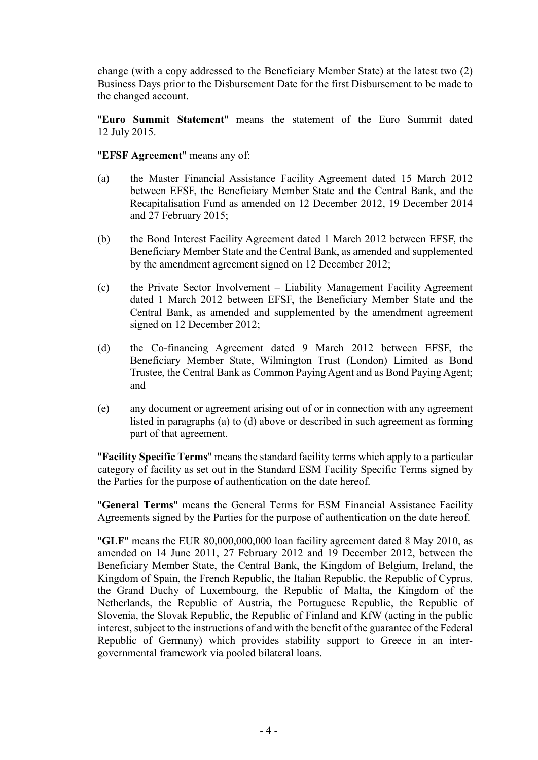change (with a copy addressed to the Beneficiary Member State) at the latest two (2) Business Days prior to the Disbursement Date for the first Disbursement to be made to the changed account.

"**Euro Summit Statement**" means the statement of the Euro Summit dated 12 July 2015.

"**EFSF Agreement**" means any of:

(a) the Master Financial Assistance Facility Agreement dated 15 March 2012 between EFSF, the Beneficiary Member State and the Central Bank, and the Recapitalisation Fund as amended on 12 December 2012, 19 December 2014 and 27 February 2015;

(b) the Bond Interest Facility Agreement dated 1 March 2012 between EFSF, the Beneficiary Member State and the Central Bank, as amended and supplemented by the amendment agreement signed on 12 December 2012;

(c) the Private Sector Involvement – Liability Management Facility Agreement dated 1 March 2012 between EFSF, the Beneficiary Member State and the Central Bank, as amended and supplemented by the amendment agreement signed on 12 December 2012;

(d) the Co-financing Agreement dated 9 March 2012 between EFSF, the Beneficiary Member State, Wilmington Trust (London) Limited as Bond Trustee, the Central Bank as Common Paying Agent and as Bond Paying Agent; and

(e) any document or agreement arising out of or in connection with any agreement listed in paragraphs (a) to (d) above or described in such agreement as forming part of that agreement.

"**Facility Specific Terms**" means the standard facility terms which apply to a particular category of facility as set out in the Standard ESM Facility Specific Terms signed by the Parties for the purpose of authentication on the date hereof.

"**General Terms**" means the General Terms for ESM Financial Assistance Facility Agreements signed by the Parties for the purpose of authentication on the date hereof.

"**GLF**" means the EUR 80,000,000,000 loan facility agreement dated 8 May 2010, as amended on 14 June 2011, 27 February 2012 and 19 December 2012, between the Beneficiary Member State, the Central Bank, the Kingdom of Belgium, Ireland, the Kingdom of Spain, the French Republic, the Italian Republic, the Republic of Cyprus, the Grand Duchy of Luxembourg, the Republic of Malta, the Kingdom of the Netherlands, the Republic of Austria, the Portuguese Republic, the Republic of Slovenia, the Slovak Republic, the Republic of Finland and KfW (acting in the public interest, subject to the instructions of and with the benefit of the guarantee of the Federal Republic of Germany) which provides stability support to Greece in an inter-governmental framework via pooled bilateral loans.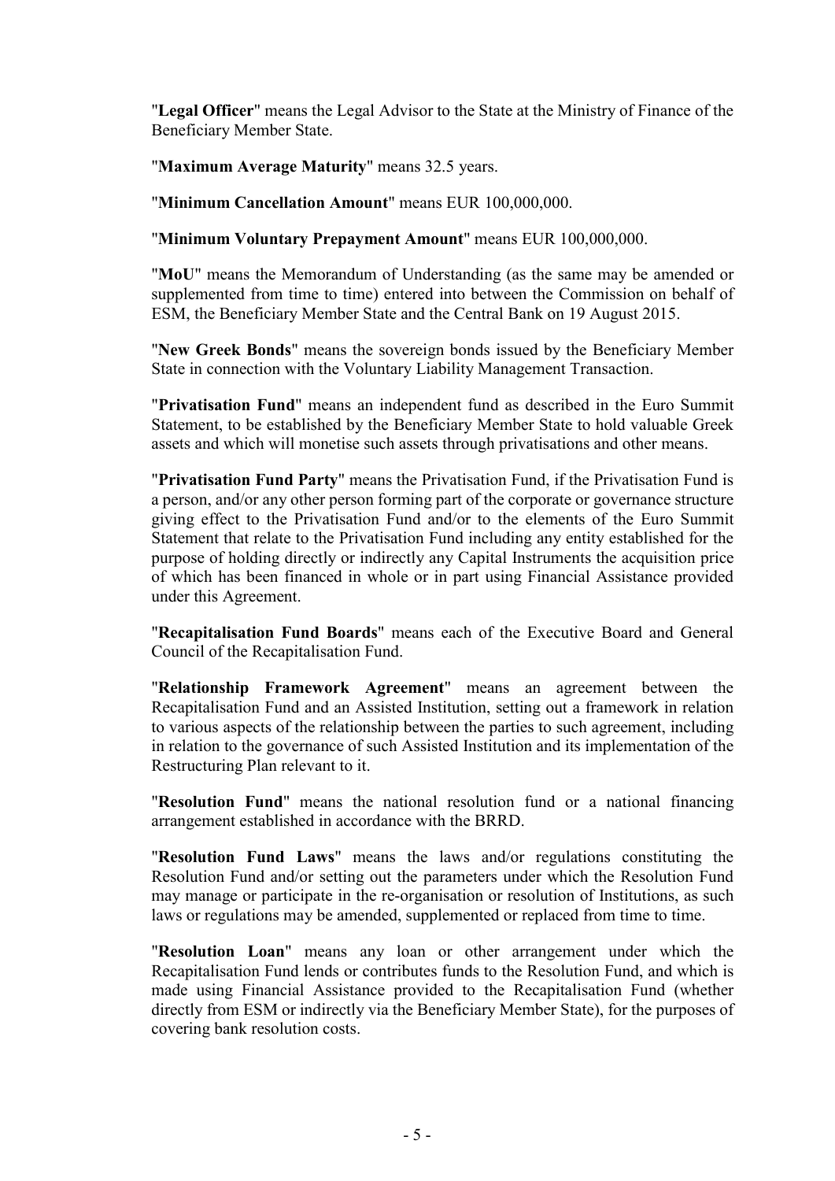"**Legal Officer**" means the Legal Advisor to the State at the Ministry of Finance of the Beneficiary Member State.

"**Maximum Average Maturity**" means 32.5 years.

"**Minimum Cancellation Amount**" means EUR 100,000,000.

"**Minimum Voluntary Prepayment Amount**" means EUR 100,000,000.

"**MoU**" means the Memorandum of Understanding (as the same may be amended or supplemented from time to time) entered into between the Commission on behalf of ESM, the Beneficiary Member State and the Central Bank on 19 August 2015.

"**New Greek Bonds**" means the sovereign bonds issued by the Beneficiary Member State in connection with the Voluntary Liability Management Transaction.

"**Privatisation Fund**" means an independent fund as described in the Euro Summit Statement, to be established by the Beneficiary Member State to hold valuable Greek assets and which will monetise such assets through privatisations and other means.

"**Privatisation Fund Party**" means the Privatisation Fund, if the Privatisation Fund is a person, and/or any other person forming part of the corporate or governance structure giving effect to the Privatisation Fund and/or to the elements of the Euro Summit Statement that relate to the Privatisation Fund including any entity established for the purpose of holding directly or indirectly any Capital Instruments the acquisition price of which has been financed in whole or in part using Financial Assistance provided under this Agreement.

"**Recapitalisation Fund Boards**" means each of the Executive Board and General Council of the Recapitalisation Fund.

"**Relationship Framework Agreement**" means an agreement between the Recapitalisation Fund and an Assisted Institution, setting out a framework in relation to various aspects of the relationship between the parties to such agreement, including in relation to the governance of such Assisted Institution and its implementation of the Restructuring Plan relevant to it.

"**Resolution Fund**" means the national resolution fund or a national financing arrangement established in accordance with the BRRD.

"**Resolution Fund Laws**" means the laws and/or regulations constituting the Resolution Fund and/or setting out the parameters under which the Resolution Fund may manage or participate in the re-organisation or resolution of Institutions, as such laws or regulations may be amended, supplemented or replaced from time to time.

"**Resolution Loan**" means any loan or other arrangement under which the Recapitalisation Fund lends or contributes funds to the Resolution Fund, and which is made using Financial Assistance provided to the Recapitalisation Fund (whether directly from ESM or indirectly via the Beneficiary Member State), for the purposes of covering bank resolution costs.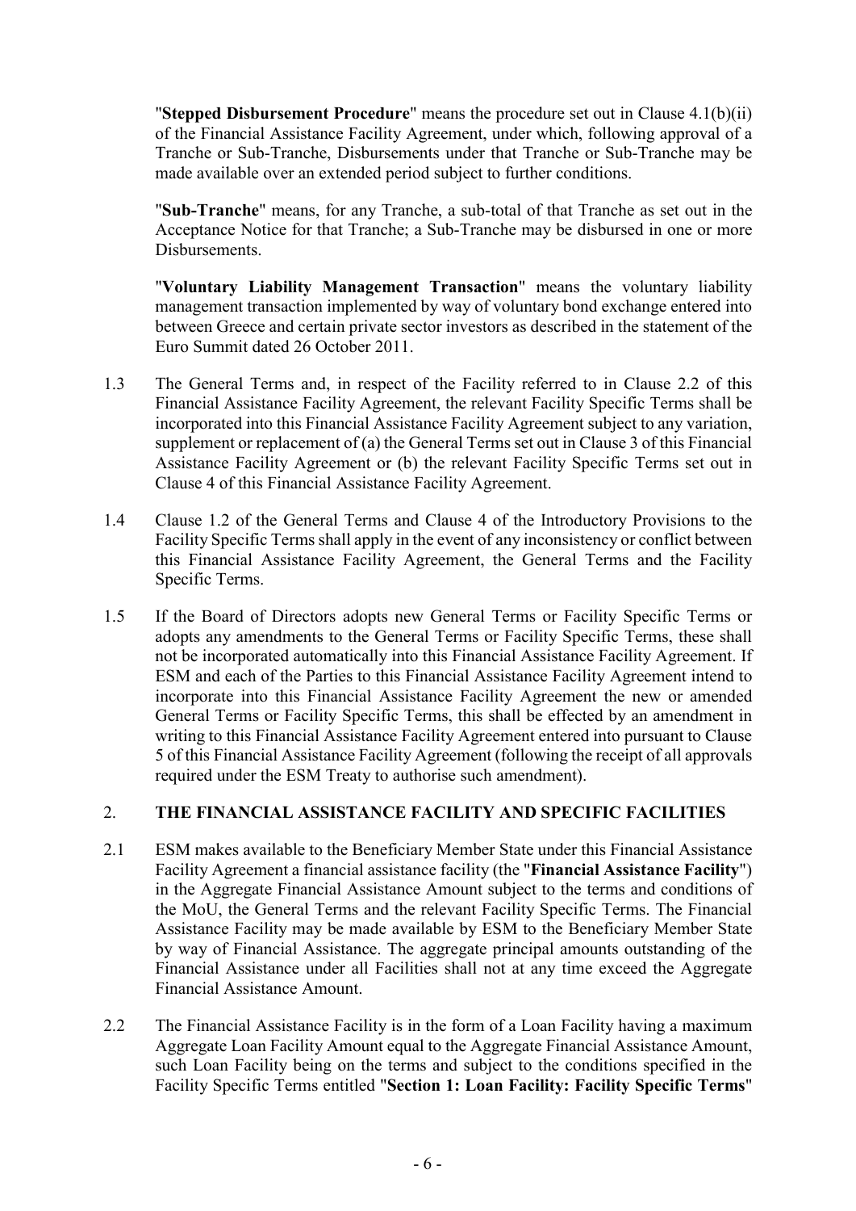"**Stepped Disbursement Procedure**" means the procedure set out in Clause 4.1(b)(ii) of the Financial Assistance Facility Agreement, under which, following approval of a Tranche or Sub-Tranche, Disbursements under that Tranche or Sub-Tranche may be made available over an extended period subject to further conditions.

"**Sub-Tranche**" means, for any Tranche, a sub-total of that Tranche as set out in the Acceptance Notice for that Tranche; a Sub-Tranche may be disbursed in one or more Disbursements.

"**Voluntary Liability Management Transaction**" means the voluntary liability management transaction implemented by way of voluntary bond exchange entered into between Greece and certain private sector investors as described in the statement of the Euro Summit dated 26 October 2011.

1.3 The General Terms and, in respect of the Facility referred to in Clause 2.2 of this Financial Assistance Facility Agreement, the relevant Facility Specific Terms shall be incorporated into this Financial Assistance Facility Agreement subject to any variation, supplement or replacement of (a) the General Terms set out in Clause 3 of this Financial Assistance Facility Agreement or (b) the relevant Facility Specific Terms set out in Clause 4 of this Financial Assistance Facility Agreement.

1.4 Clause 1.2 of the General Terms and Clause 4 of the Introductory Provisions to the Facility Specific Terms shall apply in the event of any inconsistency or conflict between this Financial Assistance Facility Agreement, the General Terms and the Facility Specific Terms.

1.5 If the Board of Directors adopts new General Terms or Facility Specific Terms or adopts any amendments to the General Terms or Facility Specific Terms, these shall not be incorporated automatically into this Financial Assistance Facility Agreement. If ESM and each of the Parties to this Financial Assistance Facility Agreement intend to incorporate into this Financial Assistance Facility Agreement the new or amended General Terms or Facility Specific Terms, this shall be effected by an amendment in writing to this Financial Assistance Facility Agreement entered into pursuant to Clause 5 of this Financial Assistance Facility Agreement (following the receipt of all approvals required under the ESM Treaty to authorise such amendment).

## 2. THE FINANCIAL ASSISTANCE FACILITY AND SPECIFIC FACILITIES

2.1 ESM makes available to the Beneficiary Member State under this Financial Assistance Facility Agreement a financial assistance facility (the "**Financial Assistance Facility**") in the Aggregate Financial Assistance Amount subject to the terms and conditions of the MoU, the General Terms and the relevant Facility Specific Terms. The Financial Assistance Facility may be made available by ESM to the Beneficiary Member State by way of Financial Assistance. The aggregate principal amounts outstanding of the Financial Assistance under all Facilities shall not at any time exceed the Aggregate Financial Assistance Amount.

2.2 The Financial Assistance Facility is in the form of a Loan Facility having a maximum Aggregate Loan Facility Amount equal to the Aggregate Financial Assistance Amount, such Loan Facility being on the terms and subject to the conditions specified in the Facility Specific Terms entitled "**Section 1: Loan Facility: Facility Specific Terms**"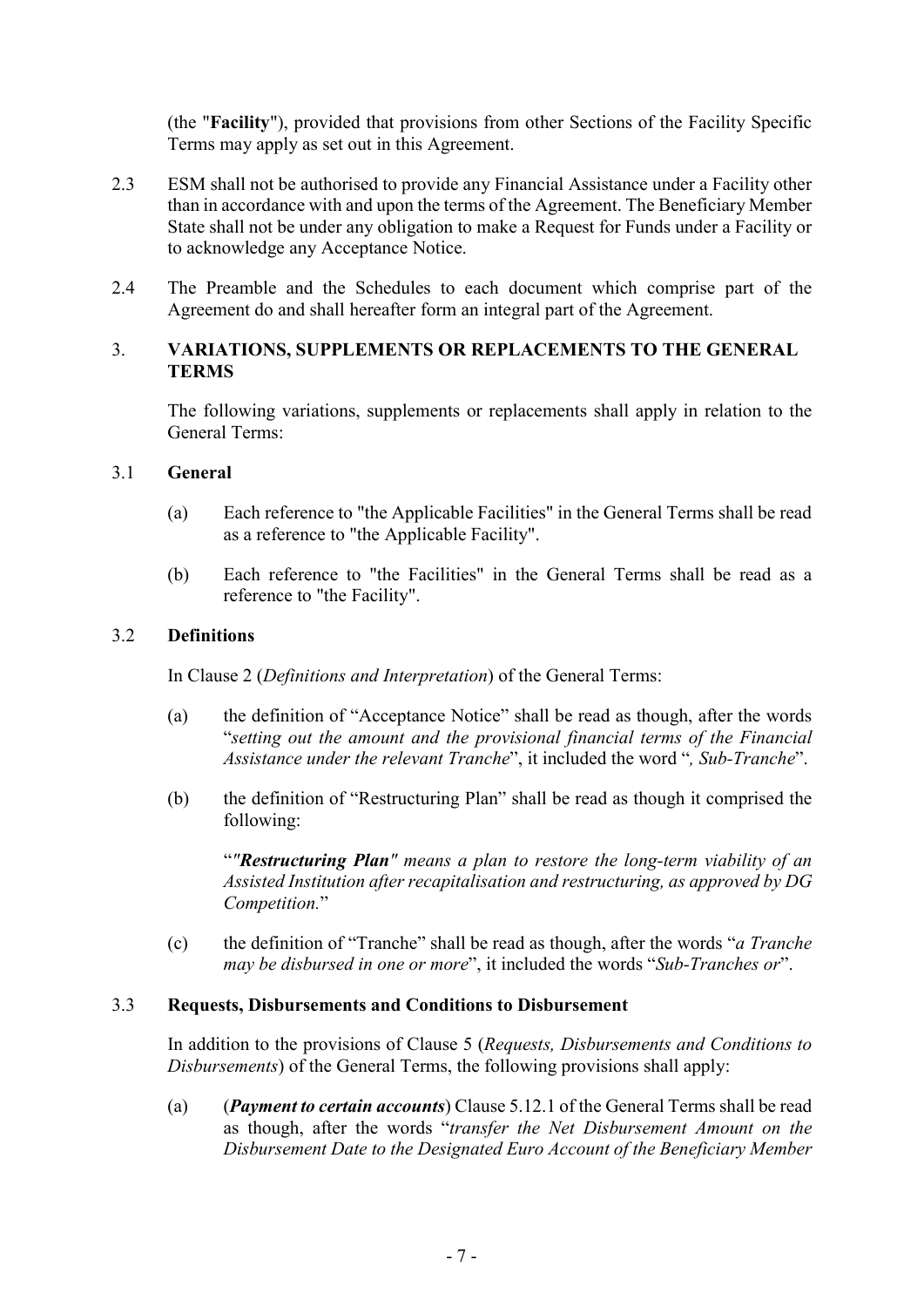(the "**Facility**"), provided that provisions from other Sections of the Facility Specific Terms may apply as set out in this Agreement.

2.3 ESM shall not be authorised to provide any Financial Assistance under a Facility other than in accordance with and upon the terms of the Agreement. The Beneficiary Member State shall not be under any obligation to make a Request for Funds under a Facility or to acknowledge any Acceptance Notice.

2.4 The Preamble and the Schedules to each document which comprise part of the Agreement do and shall hereafter form an integral part of the Agreement.

## 3. VARIATIONS, SUPPLEMENTS OR REPLACEMENTS TO THE GENERAL TERMS

The following variations, supplements or replacements shall apply in relation to the General Terms:

### 3.1 General

(a) Each reference to "the Applicable Facilities" in the General Terms shall be read as a reference to "the Applicable Facility".

(b) Each reference to "the Facilities" in the General Terms shall be read as a reference to "the Facility".

### 3.2 Definitions

In Clause 2 (*Definitions and Interpretation*) of the General Terms:

(a) the definition of "Acceptance Notice" shall be read as though, after the words "*setting out the amount and the provisional financial terms of the Financial Assistance under the relevant Tranche*", it included the word "*, Sub-Tranche*".

(b) the definition of "Restructuring Plan" shall be read as though it comprised the following:

"***"Restructuring Plan"*** *means a plan to restore the long-term viability of an Assisted Institution after recapitalisation and restructuring, as approved by DG Competition.*"

(c) the definition of "Tranche" shall be read as though, after the words "*a Tranche may be disbursed in one or more*", it included the words "*Sub-Tranches or*".

### 3.3 Requests, Disbursements and Conditions to Disbursement

In addition to the provisions of Clause 5 (*Requests, Disbursements and Conditions to Disbursements*) of the General Terms, the following provisions shall apply:

(a) (***Payment to certain accounts***) Clause 5.12.1 of the General Terms shall be read as though, after the words "*transfer the Net Disbursement Amount on the Disbursement Date to the Designated Euro Account of the Beneficiary Member*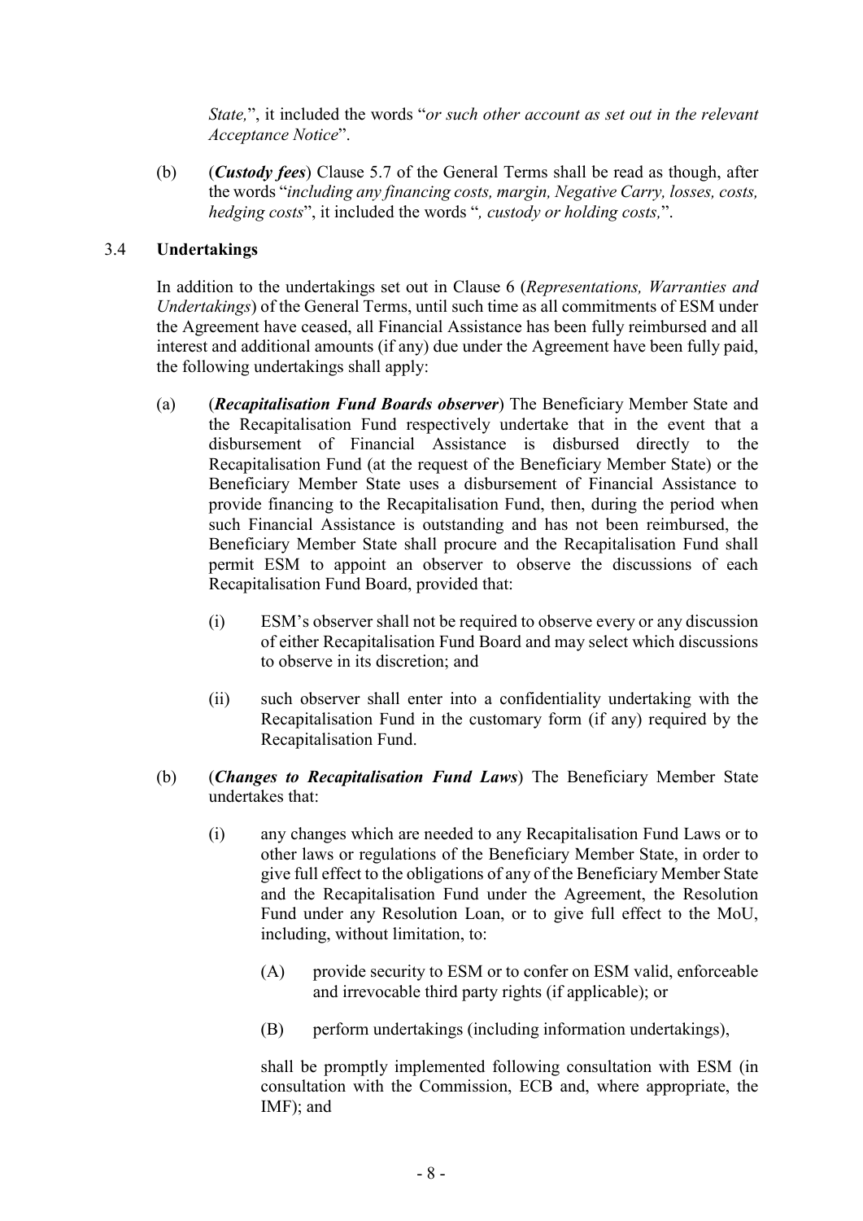*State,*", it included the words "*or such other account as set out in the relevant Acceptance Notice*".

(b) (***Custody fees***) Clause 5.7 of the General Terms shall be read as though, after the words "*including any financing costs, margin, Negative Carry, losses, costs, hedging costs*", it included the words "*, custody or holding costs,*".

### 3.4 Undertakings

In addition to the undertakings set out in Clause 6 (*Representations, Warranties and Undertakings*) of the General Terms, until such time as all commitments of ESM under the Agreement have ceased, all Financial Assistance has been fully reimbursed and all interest and additional amounts (if any) due under the Agreement have been fully paid, the following undertakings shall apply:

(a) (***Recapitalisation Fund Boards observer***) The Beneficiary Member State and the Recapitalisation Fund respectively undertake that in the event that a disbursement of Financial Assistance is disbursed directly to the Recapitalisation Fund (at the request of the Beneficiary Member State) or the Beneficiary Member State uses a disbursement of Financial Assistance to provide financing to the Recapitalisation Fund, then, during the period when such Financial Assistance is outstanding and has not been reimbursed, the Beneficiary Member State shall procure and the Recapitalisation Fund shall permit ESM to appoint an observer to observe the discussions of each Recapitalisation Fund Board, provided that:

  (i) ESM's observer shall not be required to observe every or any discussion of either Recapitalisation Fund Board and may select which discussions to observe in its discretion; and

  (ii) such observer shall enter into a confidentiality undertaking with the Recapitalisation Fund in the customary form (if any) required by the Recapitalisation Fund.

(b) (***Changes to Recapitalisation Fund Laws***) The Beneficiary Member State undertakes that:

  (i) any changes which are needed to any Recapitalisation Fund Laws or to other laws or regulations of the Beneficiary Member State, in order to give full effect to the obligations of any of the Beneficiary Member State and the Recapitalisation Fund under the Agreement, the Resolution Fund under any Resolution Loan, or to give full effect to the MoU, including, without limitation, to:

    (A) provide security to ESM or to confer on ESM valid, enforceable and irrevocable third party rights (if applicable); or

    (B) perform undertakings (including information undertakings),

  shall be promptly implemented following consultation with ESM (in consultation with the Commission, ECB and, where appropriate, the IMF); and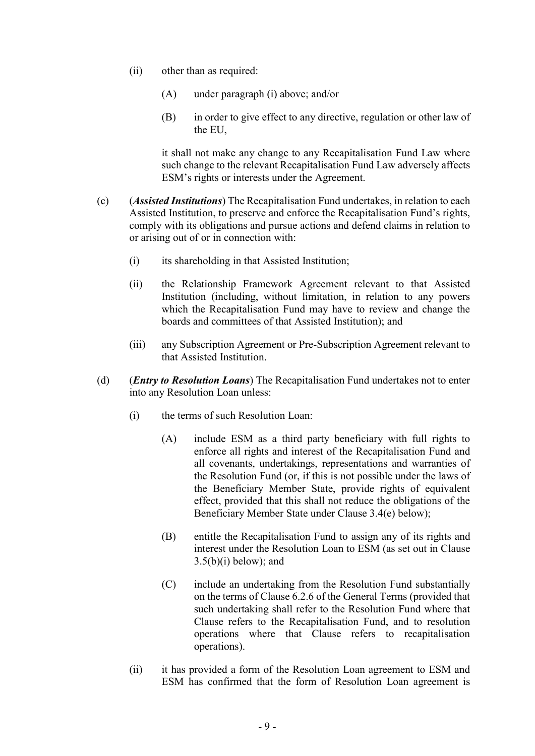(ii) other than as required:

(A) under paragraph (i) above; and/or

(B) in order to give effect to any directive, regulation or other law of the EU,

it shall not make any change to any Recapitalisation Fund Law where such change to the relevant Recapitalisation Fund Law adversely affects ESM's rights or interests under the Agreement.

(c) (***Assisted Institutions***) The Recapitalisation Fund undertakes, in relation to each Assisted Institution, to preserve and enforce the Recapitalisation Fund's rights, comply with its obligations and pursue actions and defend claims in relation to or arising out of or in connection with:

(i) its shareholding in that Assisted Institution;

(ii) the Relationship Framework Agreement relevant to that Assisted Institution (including, without limitation, in relation to any powers which the Recapitalisation Fund may have to review and change the boards and committees of that Assisted Institution); and

(iii) any Subscription Agreement or Pre-Subscription Agreement relevant to that Assisted Institution.

(d) (***Entry to Resolution Loans***) The Recapitalisation Fund undertakes not to enter into any Resolution Loan unless:

(i) the terms of such Resolution Loan:

(A) include ESM as a third party beneficiary with full rights to enforce all rights and interest of the Recapitalisation Fund and all covenants, undertakings, representations and warranties of the Resolution Fund (or, if this is not possible under the laws of the Beneficiary Member State, provide rights of equivalent effect, provided that this shall not reduce the obligations of the Beneficiary Member State under Clause 3.4(e) below);

(B) entitle the Recapitalisation Fund to assign any of its rights and interest under the Resolution Loan to ESM (as set out in Clause 3.5(b)(i) below); and

(C) include an undertaking from the Resolution Fund substantially on the terms of Clause 6.2.6 of the General Terms (provided that such undertaking shall refer to the Resolution Fund where that Clause refers to the Recapitalisation Fund, and to resolution operations where that Clause refers to recapitalisation operations).

(ii) it has provided a form of the Resolution Loan agreement to ESM and ESM has confirmed that the form of Resolution Loan agreement is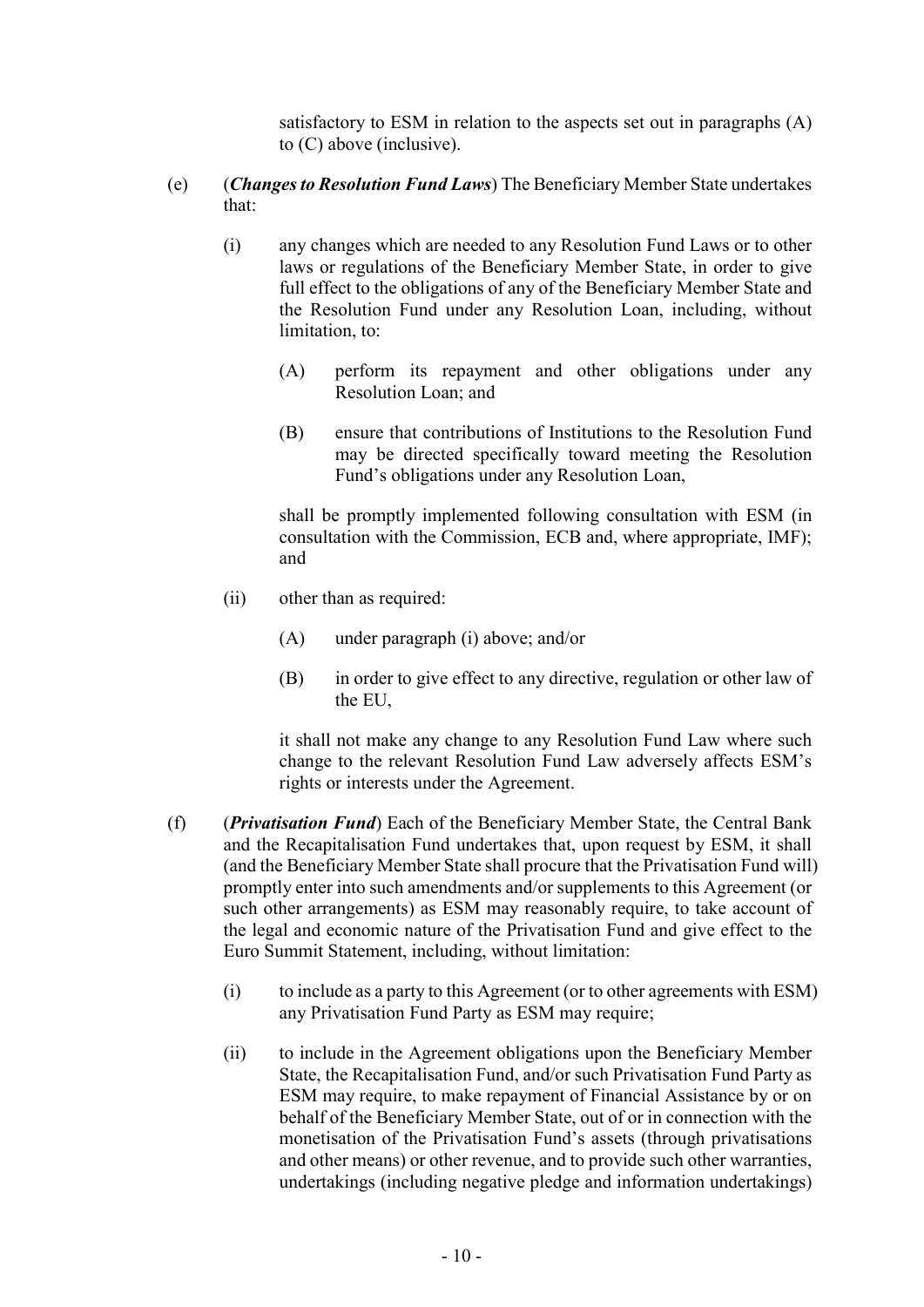satisfactory to ESM in relation to the aspects set out in paragraphs (A) to (C) above (inclusive).

(e) (***Changes to Resolution Fund Laws***) The Beneficiary Member State undertakes that:

(i) any changes which are needed to any Resolution Fund Laws or to other laws or regulations of the Beneficiary Member State, in order to give full effect to the obligations of any of the Beneficiary Member State and the Resolution Fund under any Resolution Loan, including, without limitation, to:

(A) perform its repayment and other obligations under any Resolution Loan; and

(B) ensure that contributions of Institutions to the Resolution Fund may be directed specifically toward meeting the Resolution Fund's obligations under any Resolution Loan,

shall be promptly implemented following consultation with ESM (in consultation with the Commission, ECB and, where appropriate, IMF); and

(ii) other than as required:

(A) under paragraph (i) above; and/or

(B) in order to give effect to any directive, regulation or other law of the EU,

it shall not make any change to any Resolution Fund Law where such change to the relevant Resolution Fund Law adversely affects ESM's rights or interests under the Agreement.

(f) (***Privatisation Fund***) Each of the Beneficiary Member State, the Central Bank and the Recapitalisation Fund undertakes that, upon request by ESM, it shall (and the Beneficiary Member State shall procure that the Privatisation Fund will) promptly enter into such amendments and/or supplements to this Agreement (or such other arrangements) as ESM may reasonably require, to take account of the legal and economic nature of the Privatisation Fund and give effect to the Euro Summit Statement, including, without limitation:

(i) to include as a party to this Agreement (or to other agreements with ESM) any Privatisation Fund Party as ESM may require;

(ii) to include in the Agreement obligations upon the Beneficiary Member State, the Recapitalisation Fund, and/or such Privatisation Fund Party as ESM may require, to make repayment of Financial Assistance by or on behalf of the Beneficiary Member State, out of or in connection with the monetisation of the Privatisation Fund's assets (through privatisations and other means) or other revenue, and to provide such other warranties, undertakings (including negative pledge and information undertakings)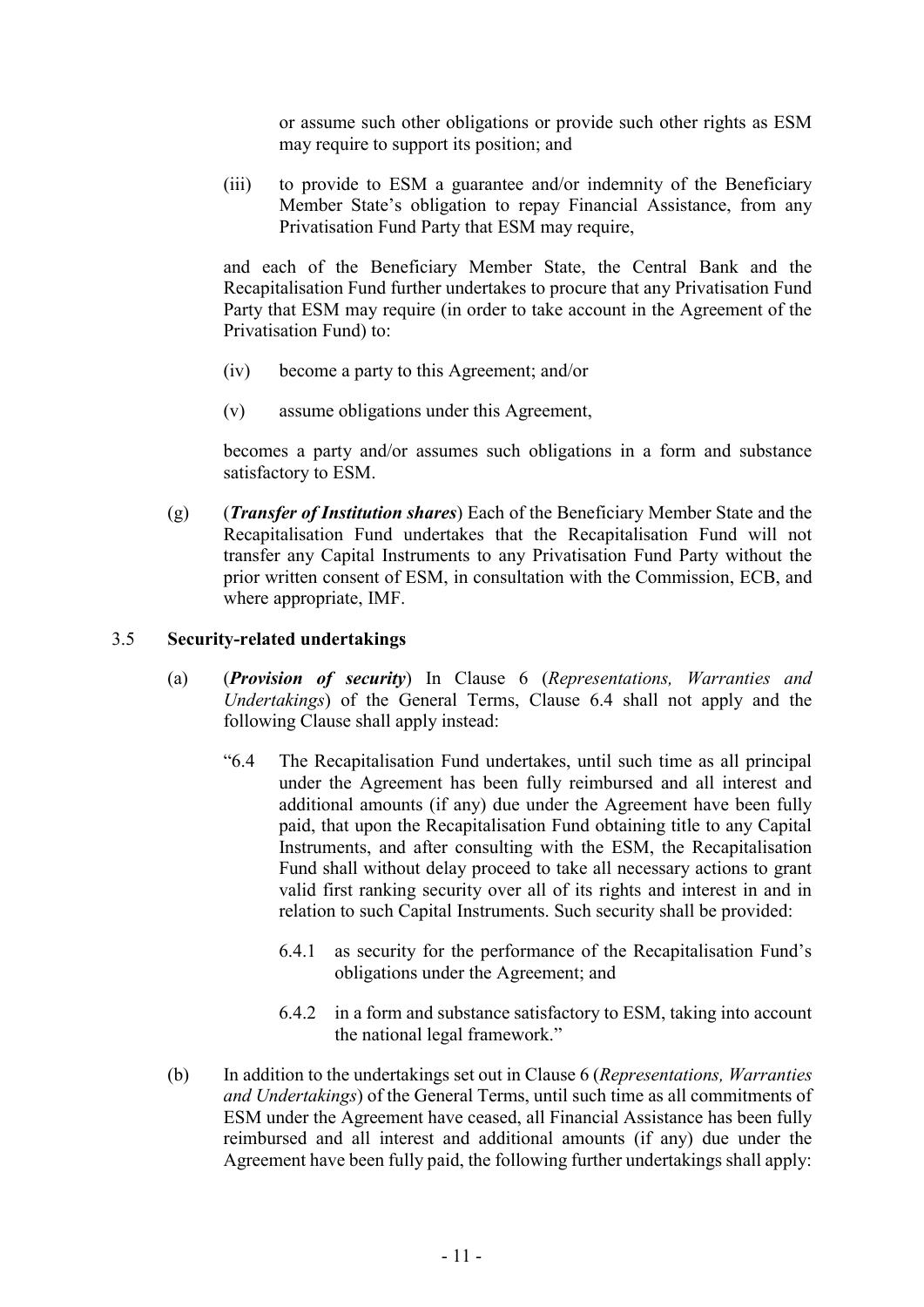or assume such other obligations or provide such other rights as ESM may require to support its position; and

(iii) to provide to ESM a guarantee and/or indemnity of the Beneficiary Member State's obligation to repay Financial Assistance, from any Privatisation Fund Party that ESM may require,

and each of the Beneficiary Member State, the Central Bank and the Recapitalisation Fund further undertakes to procure that any Privatisation Fund Party that ESM may require (in order to take account in the Agreement of the Privatisation Fund) to:

(iv) become a party to this Agreement; and/or

(v) assume obligations under this Agreement,

becomes a party and/or assumes such obligations in a form and substance satisfactory to ESM.

(g) (***Transfer of Institution shares***) Each of the Beneficiary Member State and the Recapitalisation Fund undertakes that the Recapitalisation Fund will not transfer any Capital Instruments to any Privatisation Fund Party without the prior written consent of ESM, in consultation with the Commission, ECB, and where appropriate, IMF.

3.5 **Security-related undertakings**

(a) (***Provision of security***) In Clause 6 (*Representations, Warranties and Undertakings*) of the General Terms, Clause 6.4 shall not apply and the following Clause shall apply instead:

"6.4 The Recapitalisation Fund undertakes, until such time as all principal under the Agreement has been fully reimbursed and all interest and additional amounts (if any) due under the Agreement have been fully paid, that upon the Recapitalisation Fund obtaining title to any Capital Instruments, and after consulting with the ESM, the Recapitalisation Fund shall without delay proceed to take all necessary actions to grant valid first ranking security over all of its rights and interest in and in relation to such Capital Instruments. Such security shall be provided:

6.4.1 as security for the performance of the Recapitalisation Fund's obligations under the Agreement; and

6.4.2 in a form and substance satisfactory to ESM, taking into account the national legal framework."

(b) In addition to the undertakings set out in Clause 6 (*Representations, Warranties and Undertakings*) of the General Terms, until such time as all commitments of ESM under the Agreement have ceased, all Financial Assistance has been fully reimbursed and all interest and additional amounts (if any) due under the Agreement have been fully paid, the following further undertakings shall apply: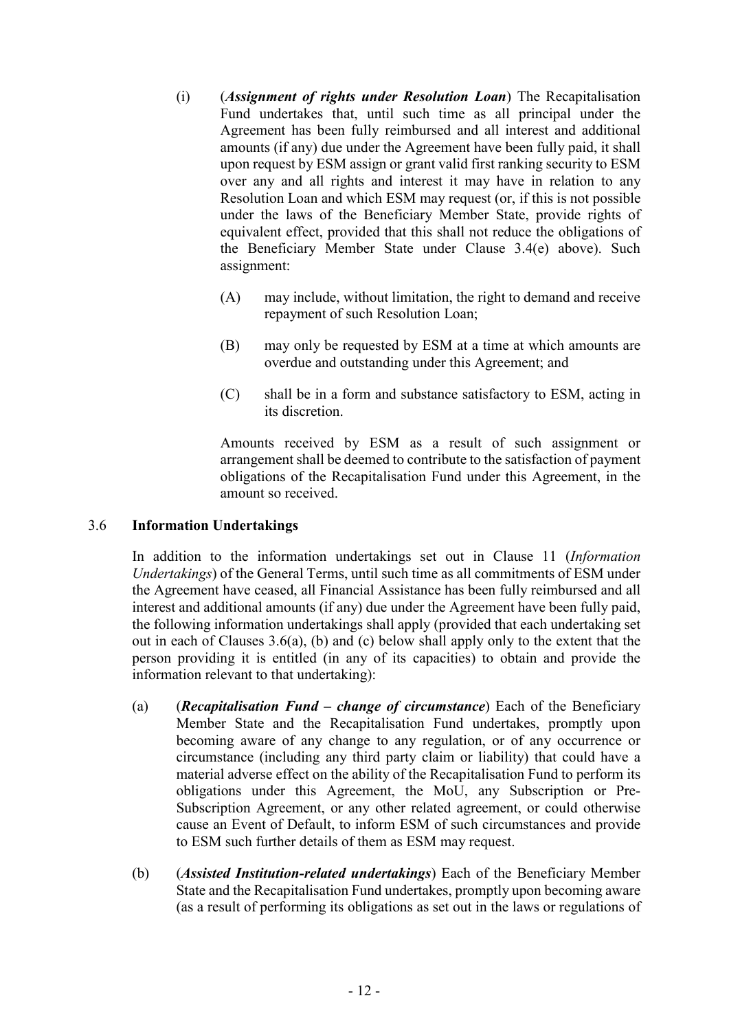(i) (***Assignment of rights under Resolution Loan***) The Recapitalisation Fund undertakes that, until such time as all principal under the Agreement has been fully reimbursed and all interest and additional amounts (if any) due under the Agreement have been fully paid, it shall upon request by ESM assign or grant valid first ranking security to ESM over any and all rights and interest it may have in relation to any Resolution Loan and which ESM may request (or, if this is not possible under the laws of the Beneficiary Member State, provide rights of equivalent effect, provided that this shall not reduce the obligations of the Beneficiary Member State under Clause 3.4(e) above). Such assignment:

(A) may include, without limitation, the right to demand and receive repayment of such Resolution Loan;

(B) may only be requested by ESM at a time at which amounts are overdue and outstanding under this Agreement; and

(C) shall be in a form and substance satisfactory to ESM, acting in its discretion.

Amounts received by ESM as a result of such assignment or arrangement shall be deemed to contribute to the satisfaction of payment obligations of the Recapitalisation Fund under this Agreement, in the amount so received.

### 3.6 Information Undertakings

In addition to the information undertakings set out in Clause 11 (*Information Undertakings*) of the General Terms, until such time as all commitments of ESM under the Agreement have ceased, all Financial Assistance has been fully reimbursed and all interest and additional amounts (if any) due under the Agreement have been fully paid, the following information undertakings shall apply (provided that each undertaking set out in each of Clauses 3.6(a), (b) and (c) below shall apply only to the extent that the person providing it is entitled (in any of its capacities) to obtain and provide the information relevant to that undertaking):

(a) (***Recapitalisation Fund – change of circumstance***) Each of the Beneficiary Member State and the Recapitalisation Fund undertakes, promptly upon becoming aware of any change to any regulation, or of any occurrence or circumstance (including any third party claim or liability) that could have a material adverse effect on the ability of the Recapitalisation Fund to perform its obligations under this Agreement, the MoU, any Subscription or Pre-Subscription Agreement, or any other related agreement, or could otherwise cause an Event of Default, to inform ESM of such circumstances and provide to ESM such further details of them as ESM may request.

(b) (***Assisted Institution-related undertakings***) Each of the Beneficiary Member State and the Recapitalisation Fund undertakes, promptly upon becoming aware (as a result of performing its obligations as set out in the laws or regulations of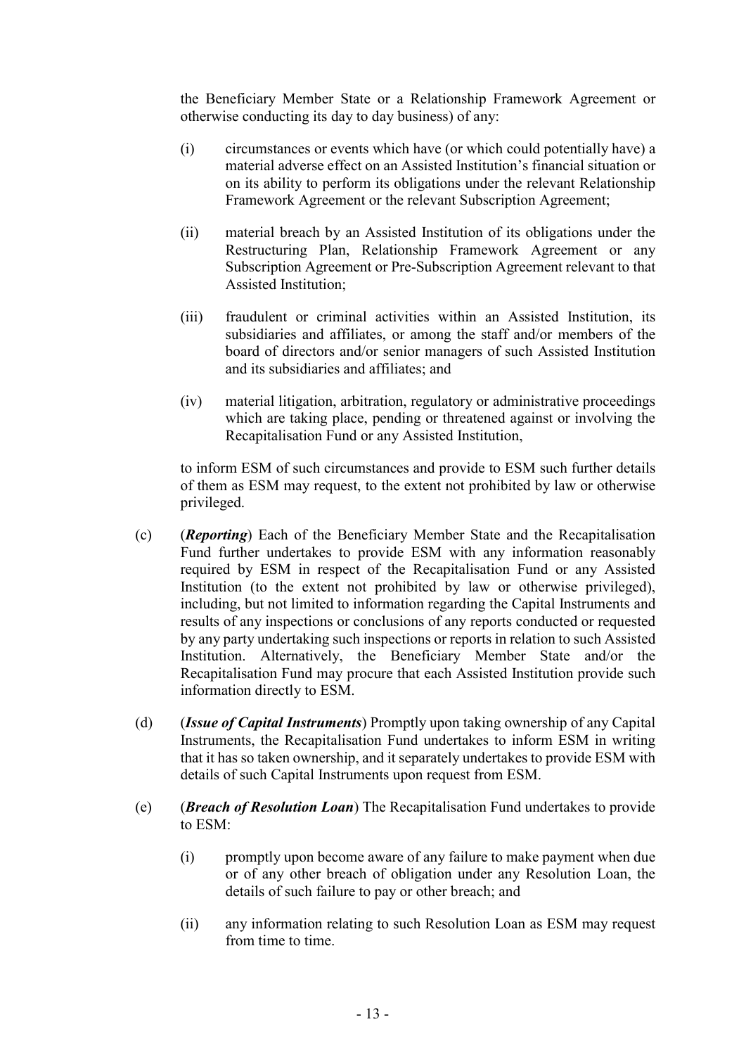the Beneficiary Member State or a Relationship Framework Agreement or otherwise conducting its day to day business) of any:

(i) circumstances or events which have (or which could potentially have) a material adverse effect on an Assisted Institution's financial situation or on its ability to perform its obligations under the relevant Relationship Framework Agreement or the relevant Subscription Agreement;

(ii) material breach by an Assisted Institution of its obligations under the Restructuring Plan, Relationship Framework Agreement or any Subscription Agreement or Pre-Subscription Agreement relevant to that Assisted Institution;

(iii) fraudulent or criminal activities within an Assisted Institution, its subsidiaries and affiliates, or among the staff and/or members of the board of directors and/or senior managers of such Assisted Institution and its subsidiaries and affiliates; and

(iv) material litigation, arbitration, regulatory or administrative proceedings which are taking place, pending or threatened against or involving the Recapitalisation Fund or any Assisted Institution,

to inform ESM of such circumstances and provide to ESM such further details of them as ESM may request, to the extent not prohibited by law or otherwise privileged.

(c) (***Reporting***) Each of the Beneficiary Member State and the Recapitalisation Fund further undertakes to provide ESM with any information reasonably required by ESM in respect of the Recapitalisation Fund or any Assisted Institution (to the extent not prohibited by law or otherwise privileged), including, but not limited to information regarding the Capital Instruments and results of any inspections or conclusions of any reports conducted or requested by any party undertaking such inspections or reports in relation to such Assisted Institution. Alternatively, the Beneficiary Member State and/or the Recapitalisation Fund may procure that each Assisted Institution provide such information directly to ESM.

(d) (***Issue of Capital Instruments***) Promptly upon taking ownership of any Capital Instruments, the Recapitalisation Fund undertakes to inform ESM in writing that it has so taken ownership, and it separately undertakes to provide ESM with details of such Capital Instruments upon request from ESM.

(e) (***Breach of Resolution Loan***) The Recapitalisation Fund undertakes to provide to ESM:

(i) promptly upon become aware of any failure to make payment when due or of any other breach of obligation under any Resolution Loan, the details of such failure to pay or other breach; and

(ii) any information relating to such Resolution Loan as ESM may request from time to time.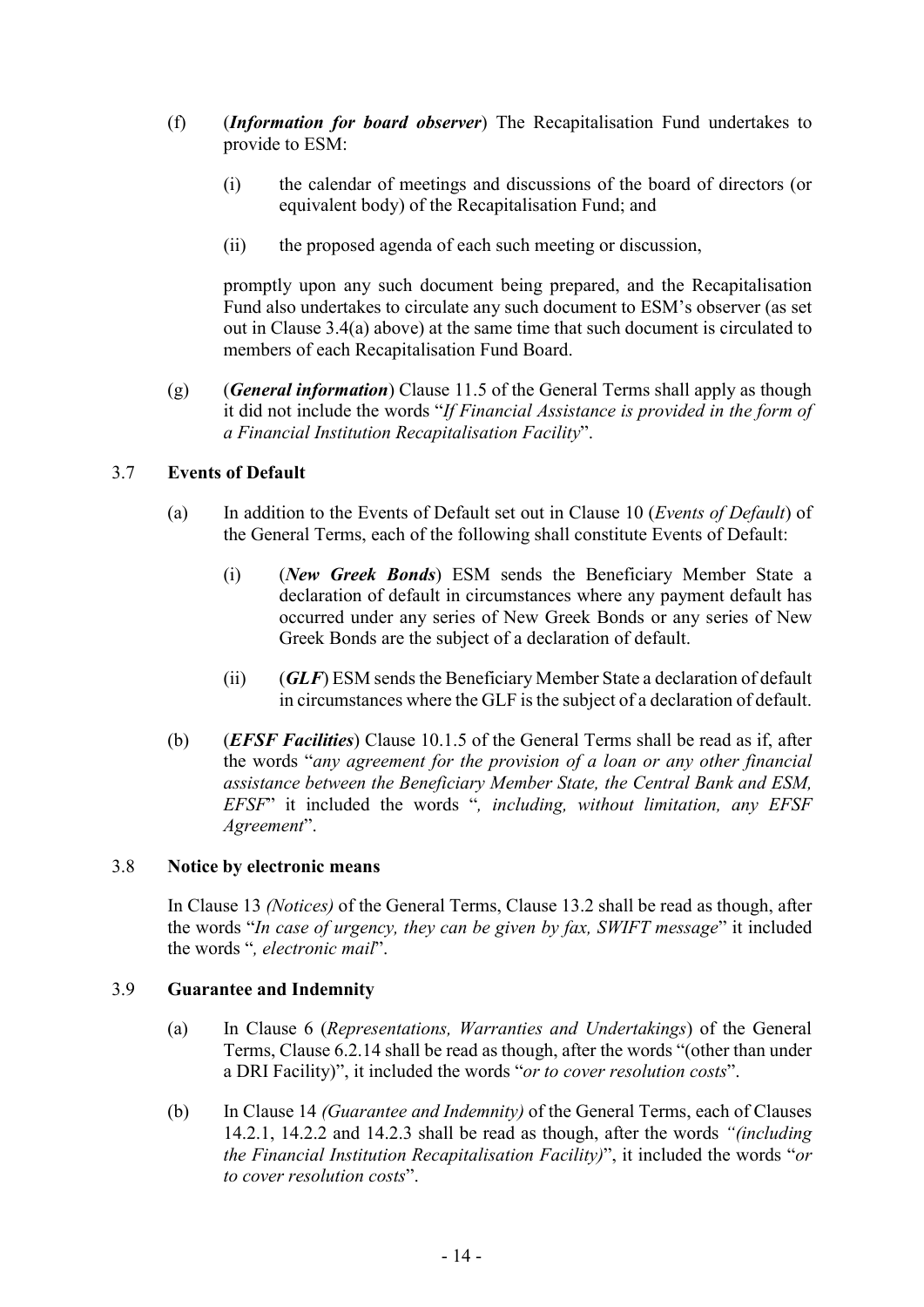(f) (***Information for board observer***) The Recapitalisation Fund undertakes to provide to ESM:

(i) the calendar of meetings and discussions of the board of directors (or equivalent body) of the Recapitalisation Fund; and

(ii) the proposed agenda of each such meeting or discussion,

promptly upon any such document being prepared, and the Recapitalisation Fund also undertakes to circulate any such document to ESM's observer (as set out in Clause 3.4(a) above) at the same time that such document is circulated to members of each Recapitalisation Fund Board.

(g) (***General information***) Clause 11.5 of the General Terms shall apply as though it did not include the words "*If Financial Assistance is provided in the form of a Financial Institution Recapitalisation Facility*".

### 3.7 Events of Default

(a) In addition to the Events of Default set out in Clause 10 (*Events of Default*) of the General Terms, each of the following shall constitute Events of Default:

(i) (***New Greek Bonds***) ESM sends the Beneficiary Member State a declaration of default in circumstances where any payment default has occurred under any series of New Greek Bonds or any series of New Greek Bonds are the subject of a declaration of default.

(ii) (***GLF***) ESM sends the Beneficiary Member State a declaration of default in circumstances where the GLF is the subject of a declaration of default.

(b) (***EFSF Facilities***) Clause 10.1.5 of the General Terms shall be read as if, after the words "*any agreement for the provision of a loan or any other financial assistance between the Beneficiary Member State, the Central Bank and ESM, EFSF*" it included the words "*, including, without limitation, any EFSF Agreement*".

### 3.8 Notice by electronic means

In Clause 13 *(Notices)* of the General Terms, Clause 13.2 shall be read as though, after the words "*In case of urgency, they can be given by fax, SWIFT message*" it included the words "*, electronic mail*".

### 3.9 Guarantee and Indemnity

(a) In Clause 6 (*Representations, Warranties and Undertakings*) of the General Terms, Clause 6.2.14 shall be read as though, after the words "(other than under a DRI Facility)", it included the words "*or to cover resolution costs*".

(b) In Clause 14 *(Guarantee and Indemnity)* of the General Terms, each of Clauses 14.2.1, 14.2.2 and 14.2.3 shall be read as though, after the words *"(including the Financial Institution Recapitalisation Facility)*", it included the words "*or to cover resolution costs*".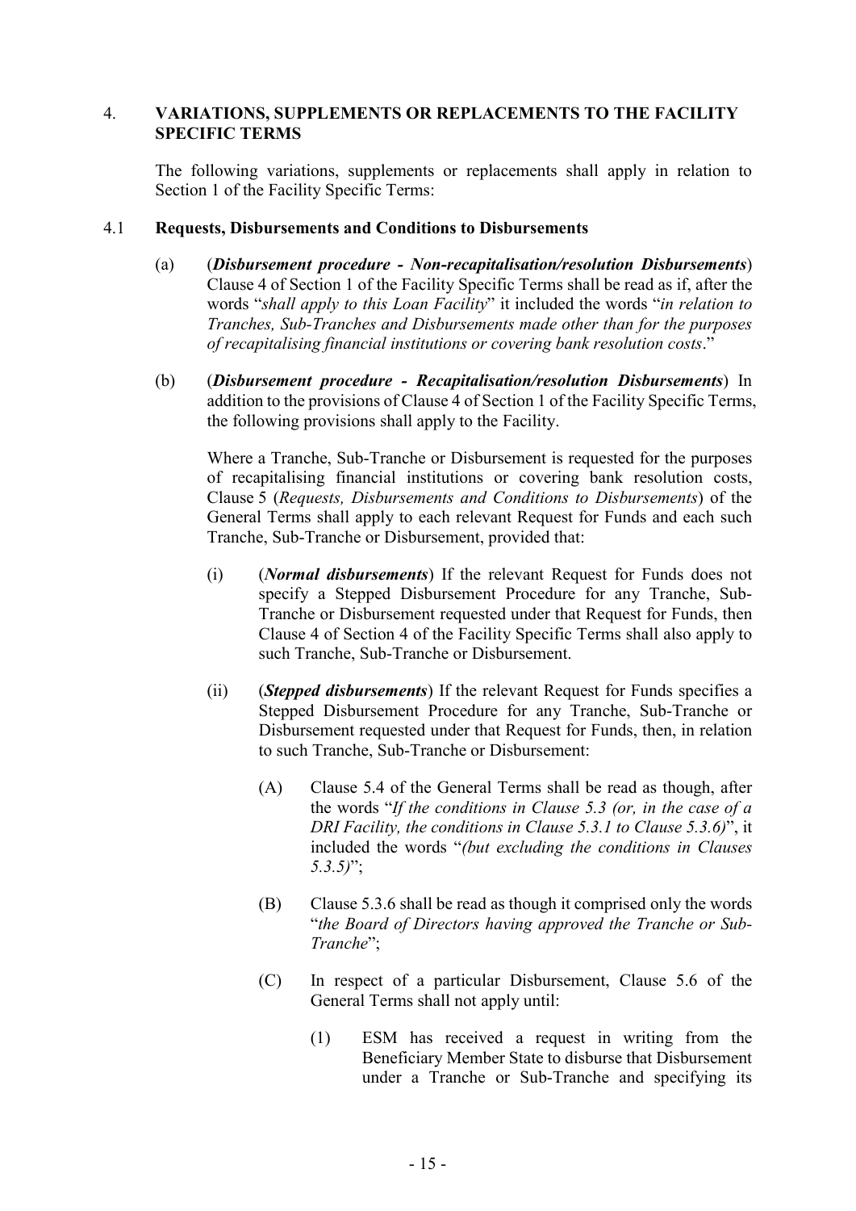## 4. VARIATIONS, SUPPLEMENTS OR REPLACEMENTS TO THE FACILITY SPECIFIC TERMS

The following variations, supplements or replacements shall apply in relation to Section 1 of the Facility Specific Terms:

### 4.1 Requests, Disbursements and Conditions to Disbursements

(a) (***Disbursement procedure - Non-recapitalisation/resolution Disbursements***) Clause 4 of Section 1 of the Facility Specific Terms shall be read as if, after the words "*shall apply to this Loan Facility*" it included the words "*in relation to Tranches, Sub-Tranches and Disbursements made other than for the purposes of recapitalising financial institutions or covering bank resolution costs*."

(b) (***Disbursement procedure - Recapitalisation/resolution Disbursements***) In addition to the provisions of Clause 4 of Section 1 of the Facility Specific Terms, the following provisions shall apply to the Facility.

Where a Tranche, Sub-Tranche or Disbursement is requested for the purposes of recapitalising financial institutions or covering bank resolution costs, Clause 5 (*Requests, Disbursements and Conditions to Disbursements*) of the General Terms shall apply to each relevant Request for Funds and each such Tranche, Sub-Tranche or Disbursement, provided that:

(i) (***Normal disbursements***) If the relevant Request for Funds does not specify a Stepped Disbursement Procedure for any Tranche, Sub-Tranche or Disbursement requested under that Request for Funds, then Clause 4 of Section 4 of the Facility Specific Terms shall also apply to such Tranche, Sub-Tranche or Disbursement.

(ii) (***Stepped disbursements***) If the relevant Request for Funds specifies a Stepped Disbursement Procedure for any Tranche, Sub-Tranche or Disbursement requested under that Request for Funds, then, in relation to such Tranche, Sub-Tranche or Disbursement:

(A) Clause 5.4 of the General Terms shall be read as though, after the words "*If the conditions in Clause 5.3 (or, in the case of a DRI Facility, the conditions in Clause 5.3.1 to Clause 5.3.6)*", it included the words "*(but excluding the conditions in Clauses 5.3.5)*";

(B) Clause 5.3.6 shall be read as though it comprised only the words "*the Board of Directors having approved the Tranche or Sub-Tranche*";

(C) In respect of a particular Disbursement, Clause 5.6 of the General Terms shall not apply until:

(1) ESM has received a request in writing from the Beneficiary Member State to disburse that Disbursement under a Tranche or Sub-Tranche and specifying its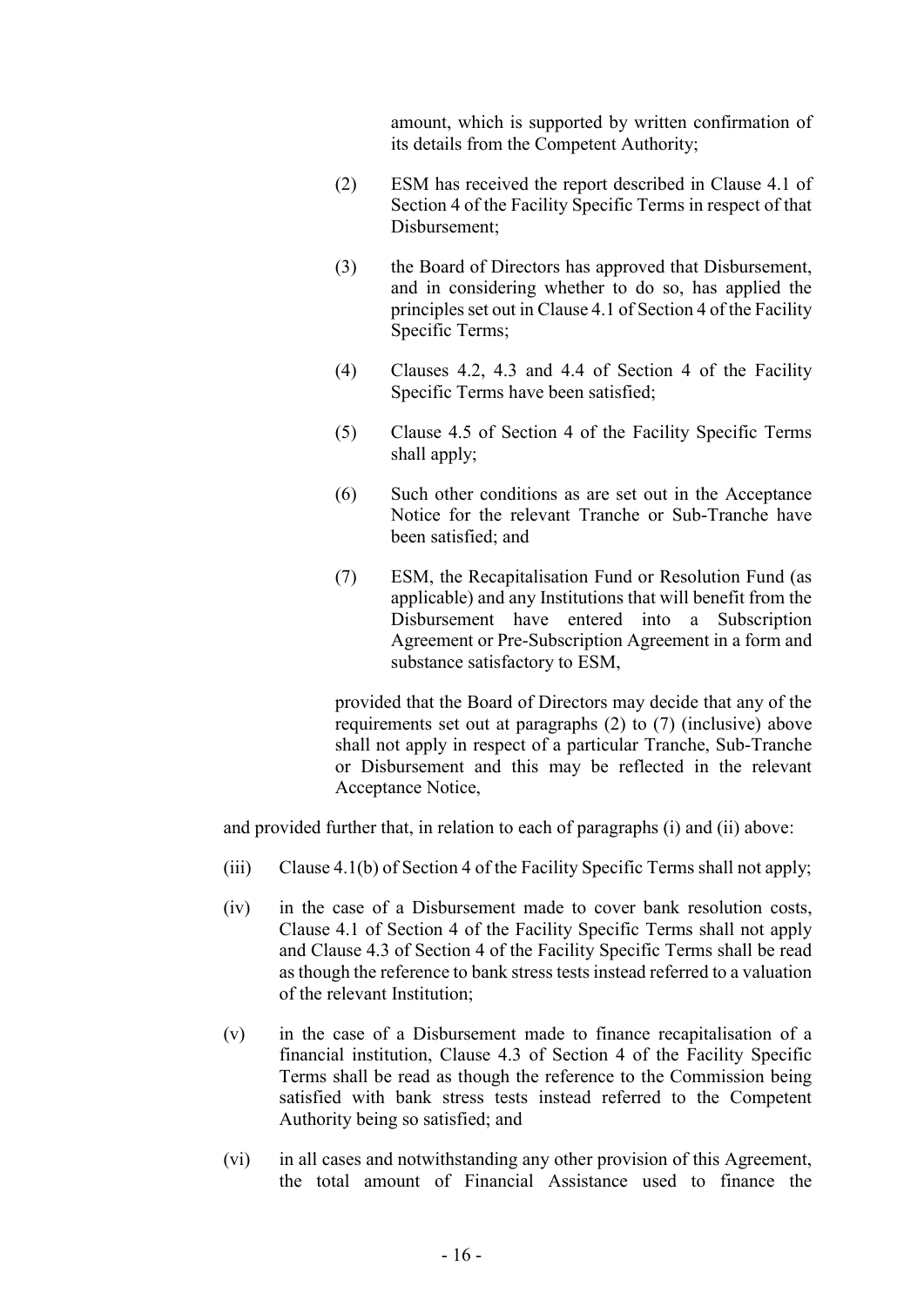amount, which is supported by written confirmation of its details from the Competent Authority;

(2) ESM has received the report described in Clause 4.1 of Section 4 of the Facility Specific Terms in respect of that Disbursement;

(3) the Board of Directors has approved that Disbursement, and in considering whether to do so, has applied the principles set out in Clause 4.1 of Section 4 of the Facility Specific Terms;

(4) Clauses 4.2, 4.3 and 4.4 of Section 4 of the Facility Specific Terms have been satisfied;

(5) Clause 4.5 of Section 4 of the Facility Specific Terms shall apply;

(6) Such other conditions as are set out in the Acceptance Notice for the relevant Tranche or Sub-Tranche have been satisfied; and

(7) ESM, the Recapitalisation Fund or Resolution Fund (as applicable) and any Institutions that will benefit from the Disbursement have entered into a Subscription Agreement or Pre-Subscription Agreement in a form and substance satisfactory to ESM,

provided that the Board of Directors may decide that any of the requirements set out at paragraphs (2) to (7) (inclusive) above shall not apply in respect of a particular Tranche, Sub-Tranche or Disbursement and this may be reflected in the relevant Acceptance Notice,

and provided further that, in relation to each of paragraphs (i) and (ii) above:

(iii) Clause 4.1(b) of Section 4 of the Facility Specific Terms shall not apply;

(iv) in the case of a Disbursement made to cover bank resolution costs, Clause 4.1 of Section 4 of the Facility Specific Terms shall not apply and Clause 4.3 of Section 4 of the Facility Specific Terms shall be read as though the reference to bank stress tests instead referred to a valuation of the relevant Institution;

(v) in the case of a Disbursement made to finance recapitalisation of a financial institution, Clause 4.3 of Section 4 of the Facility Specific Terms shall be read as though the reference to the Commission being satisfied with bank stress tests instead referred to the Competent Authority being so satisfied; and

(vi) in all cases and notwithstanding any other provision of this Agreement, the total amount of Financial Assistance used to finance the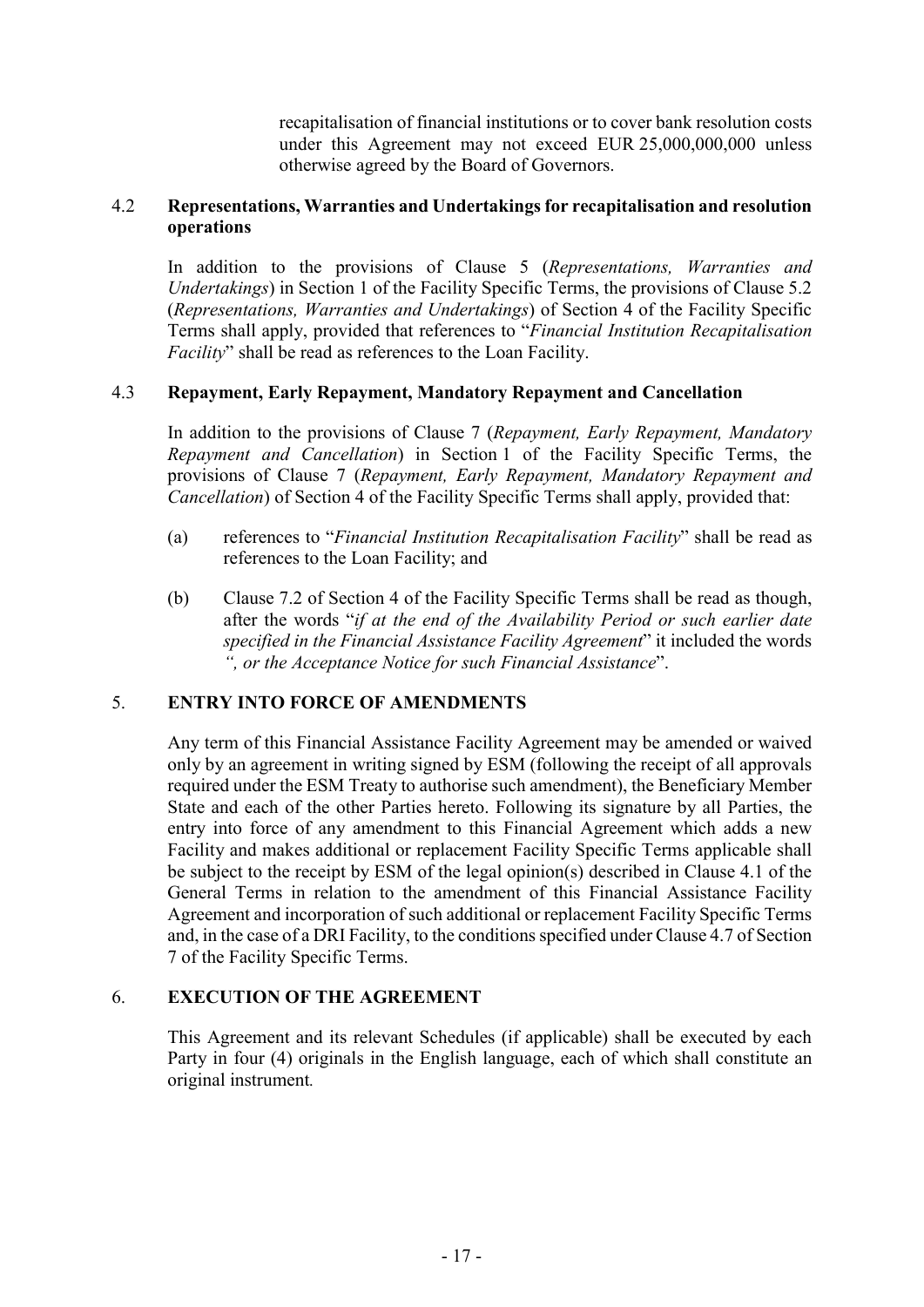recapitalisation of financial institutions or to cover bank resolution costs under this Agreement may not exceed EUR 25,000,000,000 unless otherwise agreed by the Board of Governors.

4.2 **Representations, Warranties and Undertakings for recapitalisation and resolution operations**

In addition to the provisions of Clause 5 (*Representations, Warranties and Undertakings*) in Section 1 of the Facility Specific Terms, the provisions of Clause 5.2 (*Representations, Warranties and Undertakings*) of Section 4 of the Facility Specific Terms shall apply, provided that references to "*Financial Institution Recapitalisation Facility*" shall be read as references to the Loan Facility.

4.3 **Repayment, Early Repayment, Mandatory Repayment and Cancellation**

In addition to the provisions of Clause 7 (*Repayment, Early Repayment, Mandatory Repayment and Cancellation*) in Section 1 of the Facility Specific Terms, the provisions of Clause 7 (*Repayment, Early Repayment, Mandatory Repayment and Cancellation*) of Section 4 of the Facility Specific Terms shall apply, provided that:

(a) references to "*Financial Institution Recapitalisation Facility*" shall be read as references to the Loan Facility; and

(b) Clause 7.2 of Section 4 of the Facility Specific Terms shall be read as though, after the words "*if at the end of the Availability Period or such earlier date specified in the Financial Assistance Facility Agreement*" it included the words *", or the Acceptance Notice for such Financial Assistance*".

## 5. ENTRY INTO FORCE OF AMENDMENTS

Any term of this Financial Assistance Facility Agreement may be amended or waived only by an agreement in writing signed by ESM (following the receipt of all approvals required under the ESM Treaty to authorise such amendment), the Beneficiary Member State and each of the other Parties hereto. Following its signature by all Parties, the entry into force of any amendment to this Financial Agreement which adds a new Facility and makes additional or replacement Facility Specific Terms applicable shall be subject to the receipt by ESM of the legal opinion(s) described in Clause 4.1 of the General Terms in relation to the amendment of this Financial Assistance Facility Agreement and incorporation of such additional or replacement Facility Specific Terms and, in the case of a DRI Facility, to the conditions specified under Clause 4.7 of Section 7 of the Facility Specific Terms.

## 6. EXECUTION OF THE AGREEMENT

This Agreement and its relevant Schedules (if applicable) shall be executed by each Party in four (4) originals in the English language, each of which shall constitute an original instrument*.*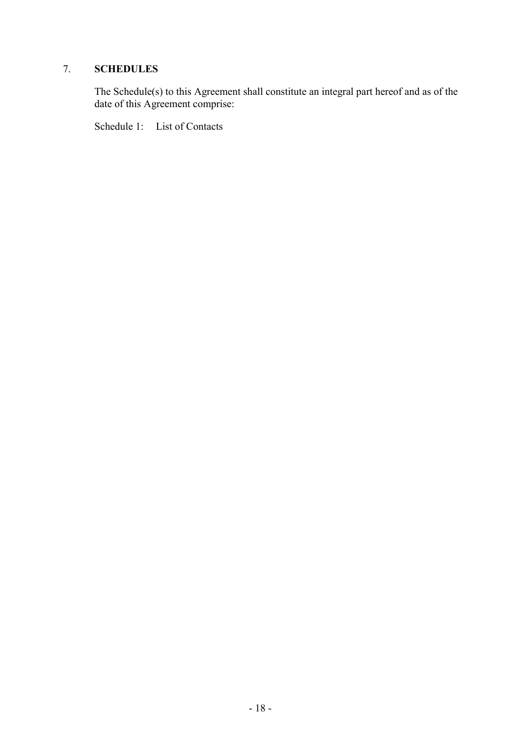## 7. SCHEDULES

The Schedule(s) to this Agreement shall constitute an integral part hereof and as of the date of this Agreement comprise:

Schedule 1: List of Contacts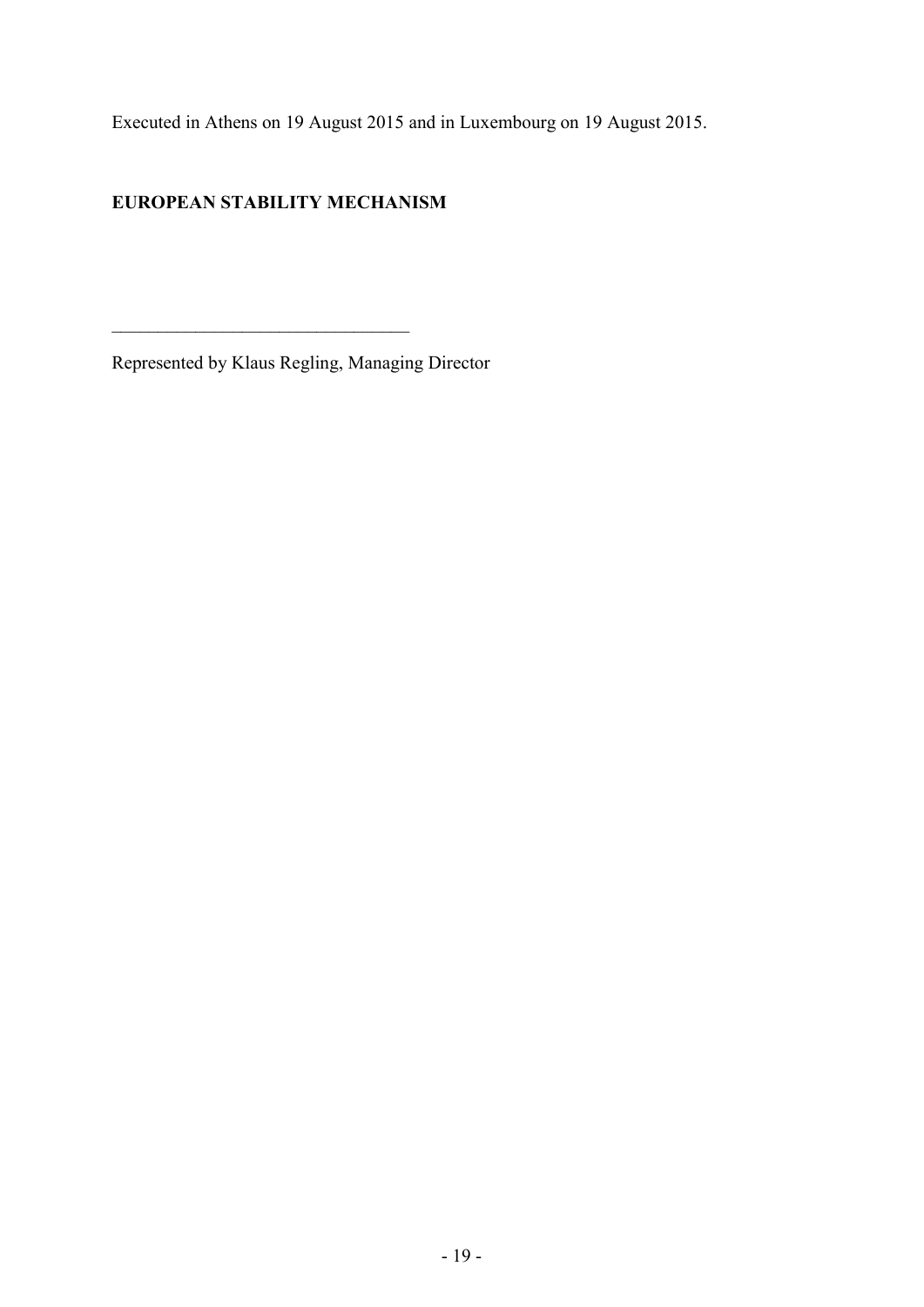Executed in Athens on 19 August 2015 and in Luxembourg on 19 August 2015.

**EUROPEAN STABILITY MECHANISM**

\_\_\_\_\_\_\_\_\_\_\_\_\_\_\_\_\_\_\_\_\_\_\_\_\_\_\_\_\_\_\_\_

Represented by Klaus Regling, Managing Director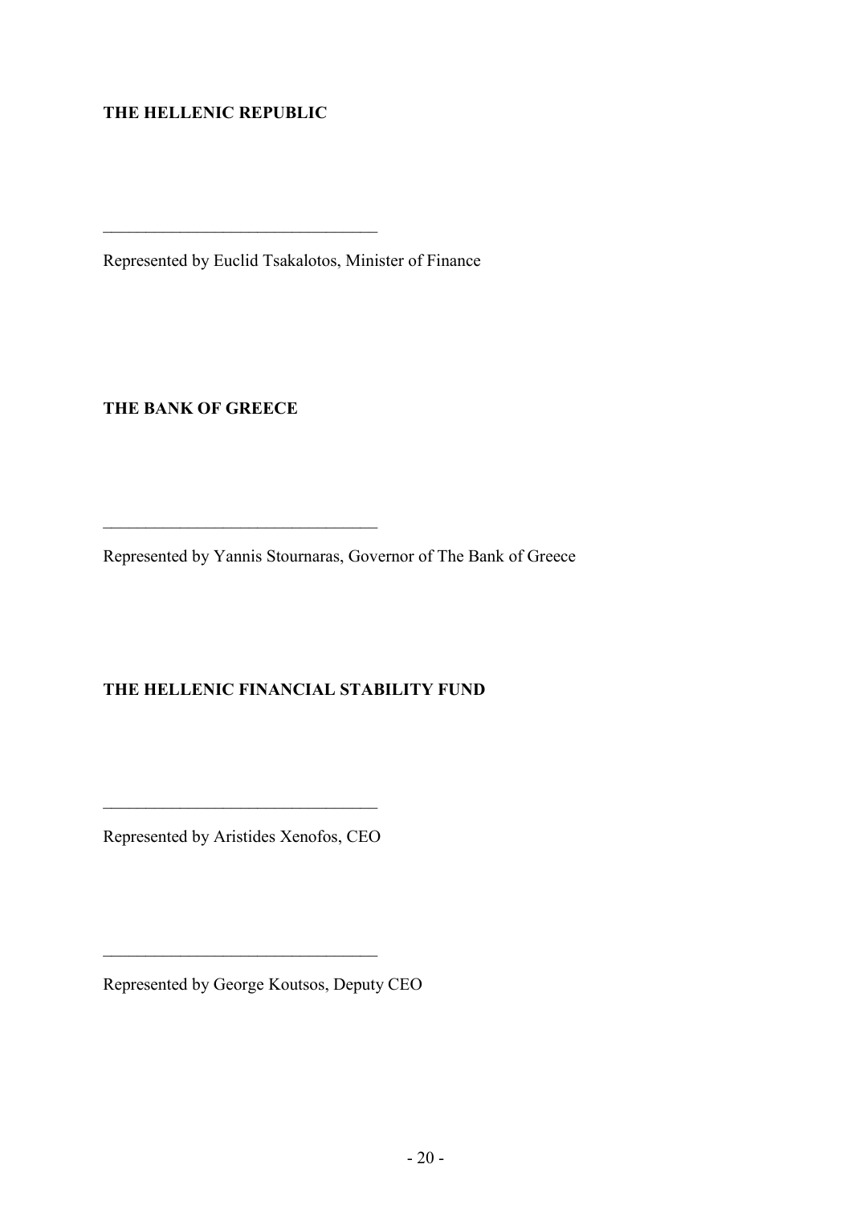**THE HELLENIC REPUBLIC**

\_\_\_\_\_\_\_\_\_\_\_\_\_\_\_\_\_\_\_\_\_\_\_\_\_\_\_\_\_\_\_\_

Represented by Euclid Tsakalotos, Minister of Finance

**THE BANK OF GREECE**

\_\_\_\_\_\_\_\_\_\_\_\_\_\_\_\_\_\_\_\_\_\_\_\_\_\_\_\_\_\_\_\_

Represented by Yannis Stournaras, Governor of The Bank of Greece

**THE HELLENIC FINANCIAL STABILITY FUND**

\_\_\_\_\_\_\_\_\_\_\_\_\_\_\_\_\_\_\_\_\_\_\_\_\_\_\_\_\_\_\_\_

Represented by Aristides Xenofos, CEO

\_\_\_\_\_\_\_\_\_\_\_\_\_\_\_\_\_\_\_\_\_\_\_\_\_\_\_\_\_\_\_\_

Represented by George Koutsos, Deputy CEO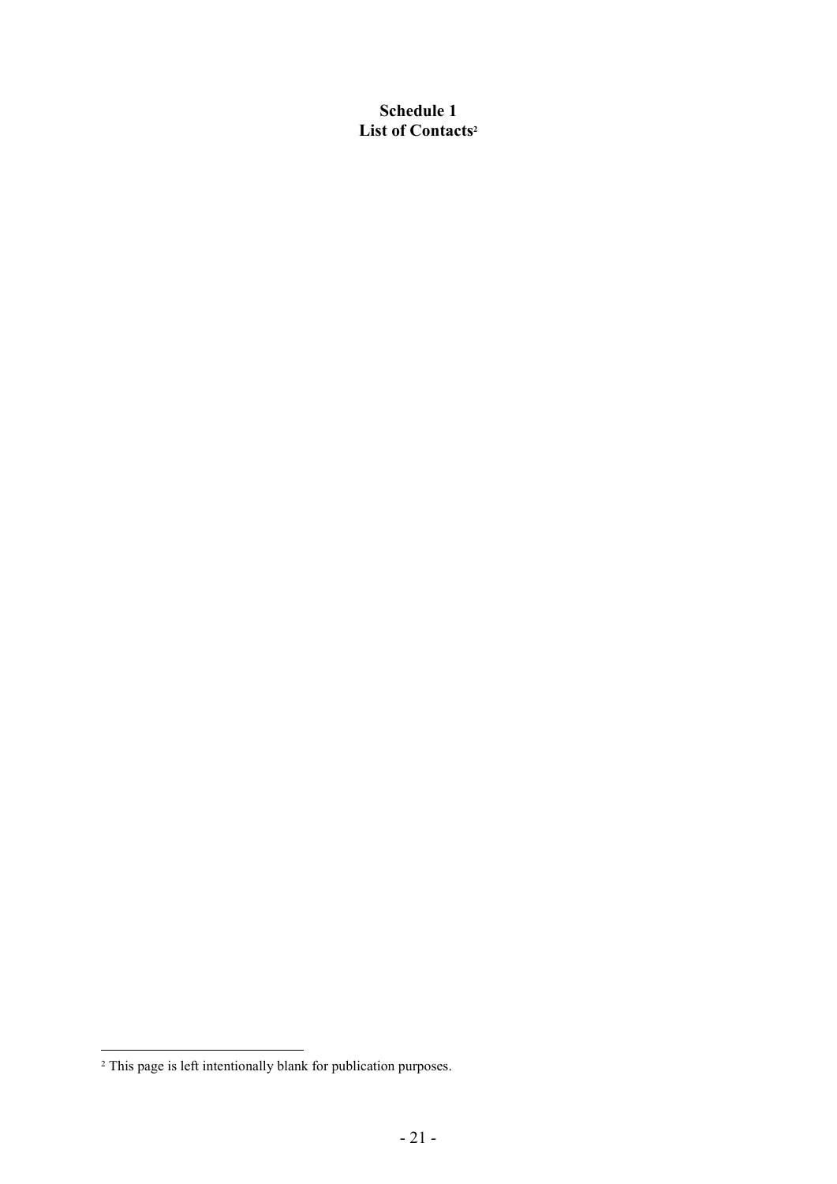# Schedule 1
# List of Contacts[2]

[2] This page is left intentionally blank for publication purposes.